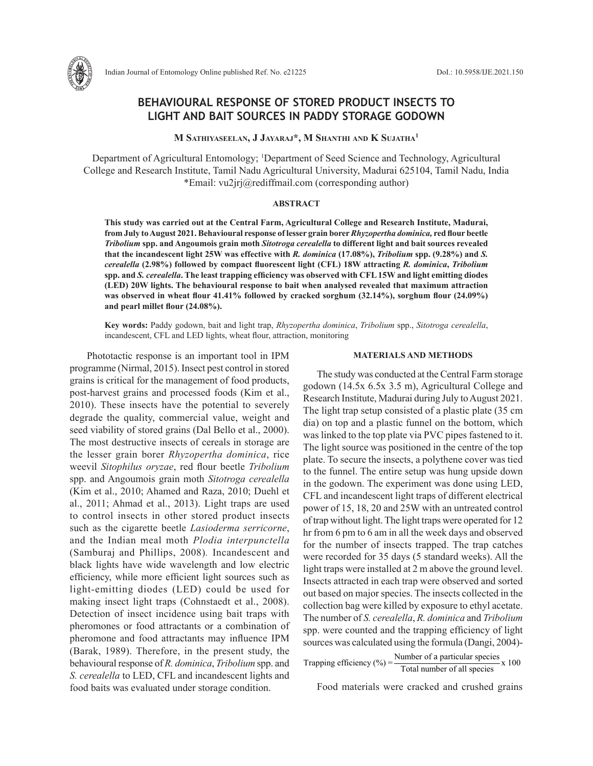# BEHAVIOURAL RESPONSE OF STORED PRODUCT INSECTS TO LIGHT AND BAIT SOURCES IN PADDY STORAGE GODOWN

**M Sathiyaseelan, J Jayaraj*, M Shanthi and K Sujatha[1]**

Department of Agricultural Entomology; [1]Department of Seed Science and Technology, Agricultural College and Research Institute, Tamil Nadu Agricultural University, Madurai 625104, Tamil Nadu, India
*Email: vu2jrj@rediffmail.com (corresponding author)

## ABSTRACT

**This study was carried out at the Central Farm, Agricultural College and Research Institute, Madurai, from July to August 2021. Behavioural response of lesser grain borer *Rhyzopertha dominica,* red flour beetle *Tribolium* spp. and Angoumois grain moth *Sitotroga cerealella* to different light and bait sources revealed that the incandescent light 25W was effective with *R. dominica* (17.08%), *Tribolium* spp. (9.28%) and *S. cerealella* (2.98%) followed by compact fluorescent light (CFL) 18W attracting *R. dominica*, *Tribolium* spp. and *S. cerealella*. The least trapping efficiency was observed with CFL 15W and light emitting diodes (LED) 20W lights. The behavioural response to bait when analysed revealed that maximum attraction was observed in wheat flour 41.41% followed by cracked sorghum (32.14%), sorghum flour (24.09%) and pearl millet flour (24.08%).**

**Key words:** Paddy godown, bait and light trap, *Rhyzopertha dominica*, *Tribolium* spp., *Sitotroga cerealella*, incandescent, CFL and LED lights, wheat flour, attraction, monitoring

Phototactic response is an important tool in IPM programme (Nirmal, 2015). Insect pest control in stored grains is critical for the management of food products, post-harvest grains and processed foods (Kim et al., 2010). These insects have the potential to severely degrade the quality, commercial value, weight and seed viability of stored grains (Dal Bello et al., 2000). The most destructive insects of cereals in storage are the lesser grain borer *Rhyzopertha dominica*, rice weevil *Sitophilus oryzae*, red flour beetle *Tribolium* spp. and Angoumois grain moth *Sitotroga cerealella* (Kim et al., 2010; Ahamed and Raza, 2010; Duehl et al., 2011; Ahmad et al., 2013). Light traps are used to control insects in other stored product insects such as the cigarette beetle *Lasioderma serricorne*, and the Indian meal moth *Plodia interpunctella* (Samburaj and Phillips, 2008). Incandescent and black lights have wide wavelength and low electric efficiency, while more efficient light sources such as light-emitting diodes (LED) could be used for making insect light traps (Cohnstaedt et al., 2008). Detection of insect incidence using bait traps with pheromones or food attractants or a combination of pheromone and food attractants may influence IPM (Barak, 1989). Therefore, in the present study, the behavioural response of *R. dominica*, *Tribolium* spp. and *S. cerealella* to LED, CFL and incandescent lights and food baits was evaluated under storage condition.

## MATERIALS AND METHODS

The study was conducted at the Central Farm storage godown (14.5x 6.5x 3.5 m), Agricultural College and Research Institute, Madurai during July to August 2021. The light trap setup consisted of a plastic plate (35 cm dia) on top and a plastic funnel on the bottom, which was linked to the top plate via PVC pipes fastened to it. The light source was positioned in the centre of the top plate. To secure the insects, a polythene cover was tied to the funnel. The entire setup was hung upside down in the godown. The experiment was done using LED, CFL and incandescent light traps of different electrical power of 15, 18, 20 and 25W with an untreated control of trap without light. The light traps were operated for 12 hr from 6 pm to 6 am in all the week days and observed for the number of insects trapped. The trap catches were recorded for 35 days (5 standard weeks). All the light traps were installed at 2 m above the ground level. Insects attracted in each trap were observed and sorted out based on major species. The insects collected in the collection bag were killed by exposure to ethyl acetate. The number of *S. cerealella*, *R. dominica* and *Tribolium* spp. were counted and the trapping efficiency of light sources was calculated using the formula (Dangi, 2004)-

$$\text{Trapping efficiency (\%)} = \frac{\text{Number of a particular species}}{\text{Total number of all species}} \times 100$$

Food materials were cracked and crushed grains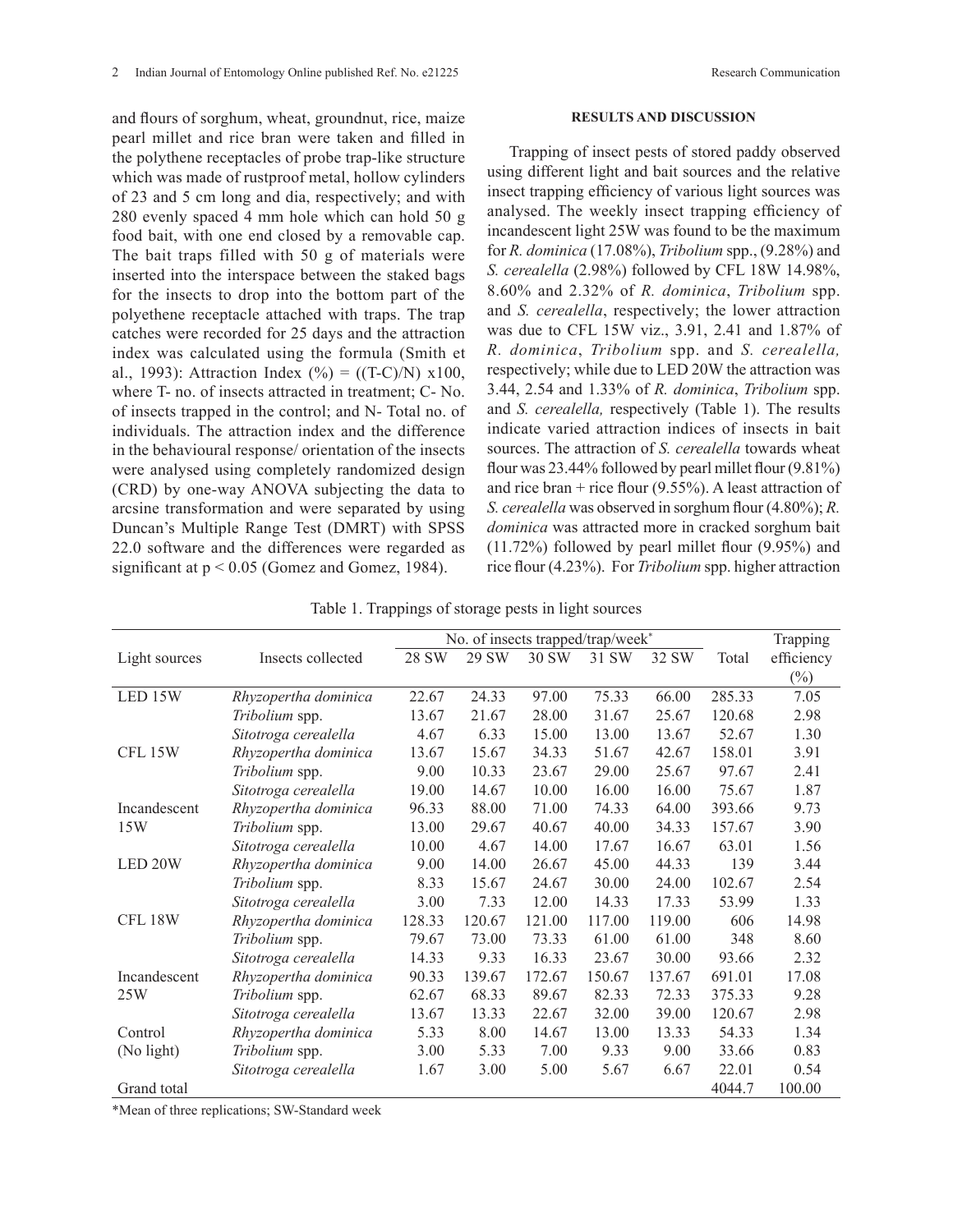and flours of sorghum, wheat, groundnut, rice, maize pearl millet and rice bran were taken and filled in the polythene receptacles of probe trap-like structure which was made of rustproof metal, hollow cylinders of 23 and 5 cm long and dia, respectively; and with 280 evenly spaced 4 mm hole which can hold 50 g food bait, with one end closed by a removable cap. The bait traps filled with 50 g of materials were inserted into the interspace between the staked bags for the insects to drop into the bottom part of the polyethene receptacle attached with traps. The trap catches were recorded for 25 days and the attraction index was calculated using the formula (Smith et al., 1993): Attraction Index (%) = ((T-C)/N) x100, where T- no. of insects attracted in treatment; C- No. of insects trapped in the control; and N- Total no. of individuals. The attraction index and the difference in the behavioural response/ orientation of the insects were analysed using completely randomized design (CRD) by one-way ANOVA subjecting the data to arcsine transformation and were separated by using Duncan's Multiple Range Test (DMRT) with SPSS 22.0 software and the differences were regarded as significant at $p < 0.05$ (Gomez and Gomez, 1984).

## RESULTS AND DISCUSSION

Trapping of insect pests of stored paddy observed using different light and bait sources and the relative insect trapping efficiency of various light sources was analysed. The weekly insect trapping efficiency of incandescent light 25W was found to be the maximum for *R. dominica* (17.08%), *Tribolium* spp., (9.28%) and *S. cerealella* (2.98%) followed by CFL 18W 14.98%, 8.60% and 2.32% of *R. dominica*, *Tribolium* spp. and *S. cerealella*, respectively; the lower attraction was due to CFL 15W viz., 3.91, 2.41 and 1.87% of *R. dominica*, *Tribolium* spp. and *S. cerealella,* respectively; while due to LED 20W the attraction was 3.44, 2.54 and 1.33% of *R. dominica*, *Tribolium* spp. and *S. cerealella,* respectively (Table 1). The results indicate varied attraction indices of insects in bait sources. The attraction of *S. cerealella* towards wheat flour was 23.44% followed by pearl millet flour (9.81%) and rice bran + rice flour (9.55%). A least attraction of *S. cerealella* was observed in sorghum flour (4.80%); *R. dominica* was attracted more in cracked sorghum bait (11.72%) followed by pearl millet flour (9.95%) and rice flour (4.23%). For *Tribolium* spp. higher attraction

Table 1. Trappings of storage pests in light sources

| Light sources | Insects collected | No. of insects trapped/trap/week* | | | | | Total | Trapping efficiency (%) |
|---|---|---|---|---|---|---|---|---|
| | | 28 SW | 29 SW | 30 SW | 31 SW | 32 SW | | |
| LED 15W | *Rhyzopertha dominica* | 22.67 | 24.33 | 97.00 | 75.33 | 66.00 | 285.33 | 7.05 |
| | *Tribolium* spp. | 13.67 | 21.67 | 28.00 | 31.67 | 25.67 | 120.68 | 2.98 |
| | *Sitotroga cerealella* | 4.67 | 6.33 | 15.00 | 13.00 | 13.67 | 52.67 | 1.30 |
| CFL 15W | *Rhyzopertha dominica* | 13.67 | 15.67 | 34.33 | 51.67 | 42.67 | 158.01 | 3.91 |
| | *Tribolium* spp. | 9.00 | 10.33 | 23.67 | 29.00 | 25.67 | 97.67 | 2.41 |
| | *Sitotroga cerealella* | 19.00 | 14.67 | 10.00 | 16.00 | 16.00 | 75.67 | 1.87 |
| Incandescent 15W | *Rhyzopertha dominica* | 96.33 | 88.00 | 71.00 | 74.33 | 64.00 | 393.66 | 9.73 |
| | *Tribolium* spp. | 13.00 | 29.67 | 40.67 | 40.00 | 34.33 | 157.67 | 3.90 |
| | *Sitotroga cerealella* | 10.00 | 4.67 | 14.00 | 17.67 | 16.67 | 63.01 | 1.56 |
| LED 20W | *Rhyzopertha dominica* | 9.00 | 14.00 | 26.67 | 45.00 | 44.33 | 139 | 3.44 |
| | *Tribolium* spp. | 8.33 | 15.67 | 24.67 | 30.00 | 24.00 | 102.67 | 2.54 |
| | *Sitotroga cerealella* | 3.00 | 7.33 | 12.00 | 14.33 | 17.33 | 53.99 | 1.33 |
| CFL 18W | *Rhyzopertha dominica* | 128.33 | 120.67 | 121.00 | 117.00 | 119.00 | 606 | 14.98 |
| | *Tribolium* spp. | 79.67 | 73.00 | 73.33 | 61.00 | 61.00 | 348 | 8.60 |
| | *Sitotroga cerealella* | 14.33 | 9.33 | 16.33 | 23.67 | 30.00 | 93.66 | 2.32 |
| Incandescent 25W | *Rhyzopertha dominica* | 90.33 | 139.67 | 172.67 | 150.67 | 137.67 | 691.01 | 17.08 |
| | *Tribolium* spp. | 62.67 | 68.33 | 89.67 | 82.33 | 72.33 | 375.33 | 9.28 |
| | *Sitotroga cerealella* | 13.67 | 13.33 | 22.67 | 32.00 | 39.00 | 120.67 | 2.98 |
| Control (No light) | *Rhyzopertha dominica* | 5.33 | 8.00 | 14.67 | 13.00 | 13.33 | 54.33 | 1.34 |
| | *Tribolium* spp. | 3.00 | 5.33 | 7.00 | 9.33 | 9.00 | 33.66 | 0.83 |
| | *Sitotroga cerealella* | 1.67 | 3.00 | 5.00 | 5.67 | 6.67 | 22.01 | 0.54 |
| Grand total | | | | | | | 4044.7 | 100.00 |

*Mean of three replications; SW-Standard week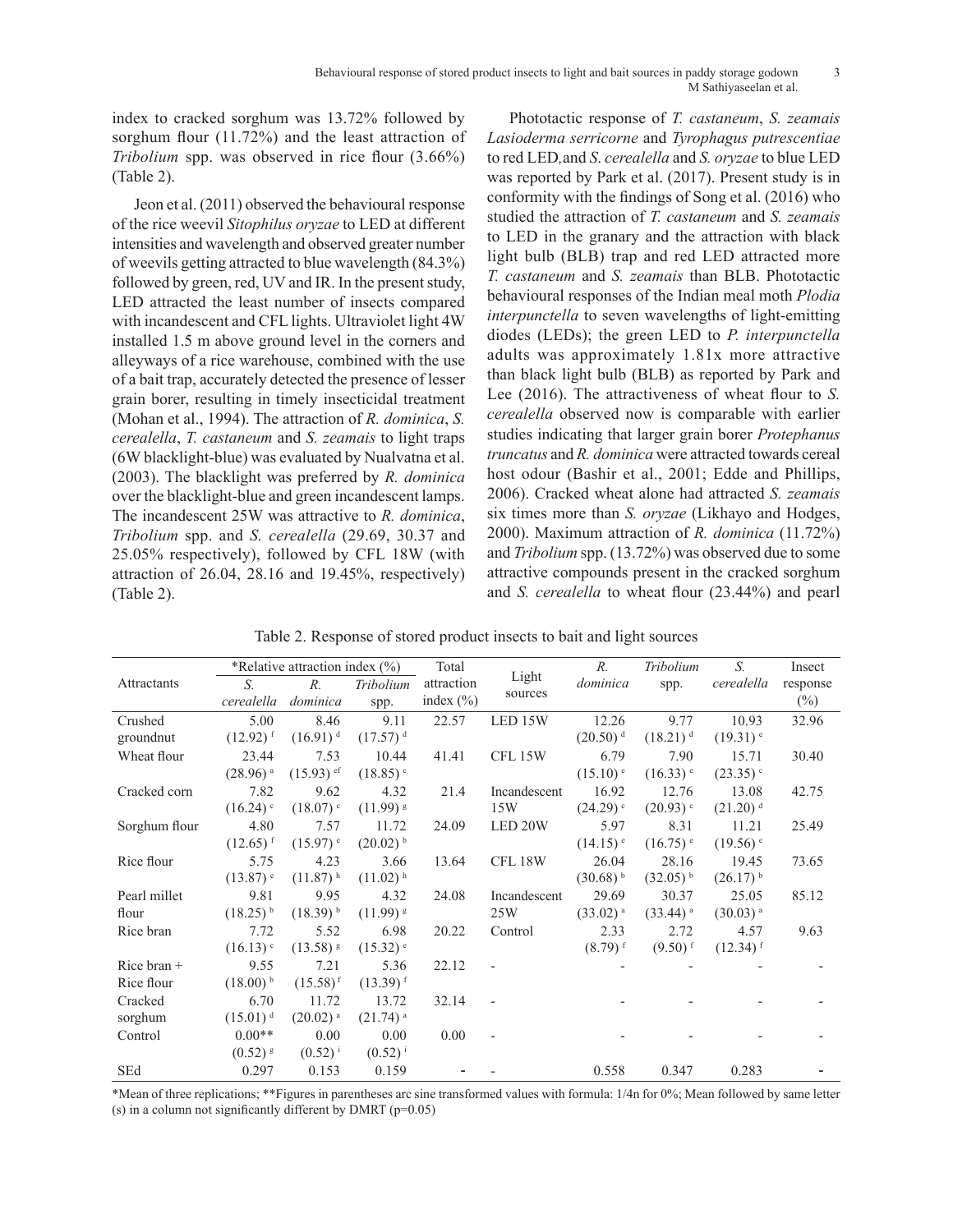index to cracked sorghum was 13.72% followed by sorghum flour (11.72%) and the least attraction of *Tribolium* spp. was observed in rice flour (3.66%) (Table 2).

Jeon et al. (2011) observed the behavioural response of the rice weevil *Sitophilus oryzae* to LED at different intensities and wavelength and observed greater number of weevils getting attracted to blue wavelength (84.3%) followed by green, red, UV and IR. In the present study, LED attracted the least number of insects compared with incandescent and CFL lights. Ultraviolet light 4W installed 1.5 m above ground level in the corners and alleyways of a rice warehouse, combined with the use of a bait trap, accurately detected the presence of lesser grain borer, resulting in timely insecticidal treatment (Mohan et al., 1994). The attraction of *R. dominica*, *S. cerealella*, *T. castaneum* and *S. zeamais* to light traps (6W blacklight-blue) was evaluated by Nualvatna et al. (2003). The blacklight was preferred by *R. dominica* over the blacklight-blue and green incandescent lamps. The incandescent 25W was attractive to *R. dominica*, *Tribolium* spp. and *S. cerealella* (29.69, 30.37 and 25.05% respectively), followed by CFL 18W (with attraction of 26.04, 28.16 and 19.45%, respectively) (Table 2).

Phototactic response of *T. castaneum*, *S. zeamais* *Lasioderma serricorne* and *Tyrophagus putrescentiae* to red LED, and *S. cerealella* and *S. oryzae* to blue LED was reported by Park et al. (2017). Present study is in conformity with the findings of Song et al. (2016) who studied the attraction of *T. castaneum* and *S. zeamais* to LED in the granary and the attraction with black light bulb (BLB) trap and red LED attracted more *T. castaneum* and *S. zeamais* than BLB. Phototactic behavioural responses of the Indian meal moth *Plodia interpunctella* to seven wavelengths of light-emitting diodes (LEDs); the green LED to *P. interpunctella* adults was approximately 1.81x more attractive than black light bulb (BLB) as reported by Park and Lee (2016). The attractiveness of wheat flour to *S. cerealella* observed now is comparable with earlier studies indicating that larger grain borer *Protephanus truncatus* and *R. dominica* were attracted towards cereal host odour (Bashir et al., 2001; Edde and Phillips, 2006). Cracked wheat alone had attracted *S. zeamais* six times more than *S. oryzae* (Likhayo and Hodges, 2000). Maximum attraction of *R. dominica* (11.72%) and *Tribolium* spp. (13.72%) was observed due to some attractive compounds present in the cracked sorghum and *S. cerealella* to wheat flour (23.44%) and pearl

Table 2. Response of stored product insects to bait and light sources

| Attractants | *Relative attraction index (%) | | | Total attraction index (%) | Light sources | *R. dominica* | *Tribolium* spp. | *S. cerealella* | Insect response (%) |
|---|---|---|---|---|---|---|---|---|---|
| | *S. cerealella* | *R. dominica* | *Tribolium* spp. | | | | | | |
| Crushed groundnut | 5.00 (12.92) [f] | 8.46 (16.91) [d] | 9.11 (17.57) [d] | 22.57 | LED 15W | 12.26 (20.50) [d] | 9.77 (18.21) [d] | 10.93 (19.31) [e] | 32.96 |
| Wheat flour | 23.44 (28.96) [a] | 7.53 (15.93) [ef] | 10.44 (18.85) [c] | 41.41 | CFL 15W | 6.79 (15.10) [e] | 7.90 (16.33) [e] | 15.71 (23.35) [c] | 30.40 |
| Cracked corn | 7.82 (16.24) [c] | 9.62 (18.07) [c] | 4.32 (11.99) [g] | 21.4 | Incandescent 15W | 16.92 (24.29) [c] | 12.76 (20.93) [c] | 13.08 (21.20) [d] | 42.75 |
| Sorghum flour | 4.80 (12.65) [f] | 7.57 (15.97) [e] | 11.72 (20.02) [b] | 24.09 | LED 20W | 5.97 (14.15) [e] | 8.31 (16.75) [e] | 11.21 (19.56) [e] | 25.49 |
| Rice flour | 5.75 (13.87) [e] | 4.23 (11.87) [h] | 3.66 (11.02) [h] | 13.64 | CFL 18W | 26.04 (30.68) [b] | 28.16 (32.05) [b] | 19.45 (26.17) [b] | 73.65 |
| Pearl millet flour | 9.81 (18.25) [b] | 9.95 (18.39) [b] | 4.32 (11.99) [g] | 24.08 | Incandescent 25W | 29.69 (33.02) [a] | 30.37 (33.44) [a] | 25.05 (30.03) [a] | 85.12 |
| Rice bran | 7.72 (16.13) [c] | 5.52 (13.58) [g] | 6.98 (15.32) [e] | 20.22 | Control | 2.33 (8.79) [f] | 2.72 (9.50) [f] | 4.57 (12.34) [f] | 9.63 |
| Rice bran + Rice flour | 9.55 (18.00) [b] | 7.21 (15.58) [f] | 5.36 (13.39) [f] | 22.12 | - | - | - | - | - |
| Cracked sorghum | 6.70 (15.01) [d] | 11.72 (20.02) [a] | 13.72 (21.74) [a] | 32.14 | - | - | - | - | - |
| Control | 0.00** (0.52) [g] | 0.00 (0.52) [i] | 0.00 (0.52) [i] | 0.00 | - | - | - | - | - |
| SEd | 0.297 | 0.153 | 0.159 | - | - | 0.558 | 0.347 | 0.283 | - |

*Mean of three replications; **Figures in parentheses arc sine transformed values with formula: 1/4n for 0%; Mean followed by same letter (s) in a column not significantly different by DMRT (p=0.05)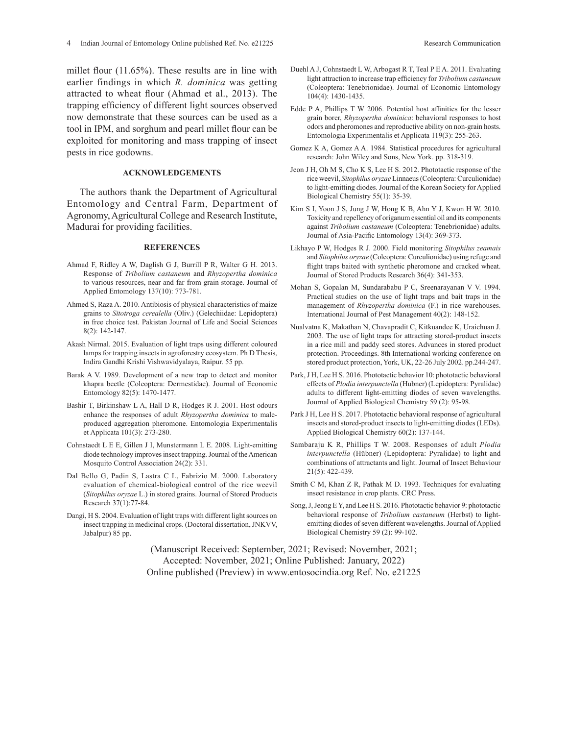millet flour (11.65%). These results are in line with earlier findings in which *R. dominica* was getting attracted to wheat flour (Ahmad et al., 2013). The trapping efficiency of different light sources observed now demonstrate that these sources can be used as a tool in IPM, and sorghum and pearl millet flour can be exploited for monitoring and mass trapping of insect pests in rice godowns.

## ACKNOWLEDGEMENTS

The authors thank the Department of Agricultural Entomology and Central Farm, Department of Agronomy, Agricultural College and Research Institute, Madurai for providing facilities.

## REFERENCES

Ahmad F, Ridley A W, Daglish G J, Burrill P R, Walter G H. 2013. Response of *Tribolium castaneum* and *Rhyzopertha dominica* to various resources, near and far from grain storage. Journal of Applied Entomology 137(10): 773-781.

Ahmed S, Raza A. 2010. Antibiosis of physical characteristics of maize grains to *Sitotroga cerealella* (Oliv.) (Gelechiidae: Lepidoptera) in free choice test. Pakistan Journal of Life and Social Sciences 8(2): 142-147.

Akash Nirmal. 2015. Evaluation of light traps using different coloured lamps for trapping insects in agroforestry ecosystem. Ph D Thesis, Indira Gandhi Krishi Vishwavidyalaya, Raipur. 55 pp.

Barak A V. 1989. Development of a new trap to detect and monitor khapra beetle (Coleoptera: Dermestidae). Journal of Economic Entomology 82(5): 1470-1477.

Bashir T, Birkinshaw L A, Hall D R, Hodges R J. 2001. Host odours enhance the responses of adult *Rhyzopertha dominica* to male-produced aggregation pheromone. Entomologia Experimentalis et Applicata 101(3): 273-280.

Cohnstaedt L E E, Gillen J I, Munstermann L E. 2008. Light-emitting diode technology improves insect trapping. Journal of the American Mosquito Control Association 24(2): 331.

Dal Bello G, Padin S, Lastra C L, Fabrizio M. 2000. Laboratory evaluation of chemical-biological control of the rice weevil (*Sitophilus oryzae* L.) in stored grains. Journal of Stored Products Research 37(1):77-84.

Dangi, H S. 2004. Evaluation of light traps with different light sources on insect trapping in medicinal crops. (Doctoral dissertation, JNKVV, Jabalpur) 85 pp.

Duehl A J, Cohnstaedt L W, Arbogast R T, Teal P E A. 2011. Evaluating light attraction to increase trap efficiency for *Tribolium castaneum* (Coleoptera: Tenebrionidae). Journal of Economic Entomology 104(4): 1430-1435.

Edde P A, Phillips T W 2006. Potential host affinities for the lesser grain borer, *Rhyzopertha dominica*: behavioral responses to host odors and pheromones and reproductive ability on non-grain hosts. Entomologia Experimentalis et Applicata 119(3): 255-263.

Gomez K A, Gomez A A. 1984. Statistical procedures for agricultural research: John Wiley and Sons, New York. pp. 318-319.

Jeon J H, Oh M S, Cho K S, Lee H S. 2012. Phototactic response of the rice weevil, *Sitophilus oryzae* Linnaeus (Coleoptera: Curculionidae) to light-emitting diodes. Journal of the Korean Society for Applied Biological Chemistry 55(1): 35-39.

Kim S I, Yoon J S, Jung J W, Hong K B, Ahn Y J, Kwon H W. 2010. Toxicity and repellency of origanum essential oil and its components against *Tribolium castaneum* (Coleoptera: Tenebrionidae) adults. Journal of Asia-Pacific Entomology 13(4): 369-373.

Likhayo P W, Hodges R J. 2000. Field monitoring *Sitophilus zeamais* and *Sitophilus oryzae* (Coleoptera: Curculionidae) using refuge and flight traps baited with synthetic pheromone and cracked wheat. Journal of Stored Products Research 36(4): 341-353.

Mohan S, Gopalan M, Sundarababu P C, Sreenarayanan V V. 1994. Practical studies on the use of light traps and bait traps in the management of *Rhyzopertha dominica* (F.) in rice warehouses. International Journal of Pest Management 40(2): 148-152.

Nualvatna K, Makathan N, Chavapradit C, Kitkuandee K, Uraichuan J. 2003. The use of light traps for attracting stored-product insects in a rice mill and paddy seed stores. Advances in stored product protection. Proceedings. 8th International working conference on stored product protection, York, UK, 22-26 July 2002. pp.244-247.

Park, J H, Lee H S. 2016. Phototactic behavior 10: phototactic behavioral effects of *Plodia interpunctella* (Hubner) (Lepidoptera: Pyralidae) adults to different light-emitting diodes of seven wavelengths. Journal of Applied Biological Chemistry 59 (2): 95-98.

Park J H, Lee H S. 2017. Phototactic behavioral response of agricultural insects and stored-product insects to light-emitting diodes (LEDs). Applied Biological Chemistry 60(2): 137-144.

Sambaraju K R, Phillips T W. 2008. Responses of adult *Plodia interpunctella* (Hübner) (Lepidoptera: Pyralidae) to light and combinations of attractants and light. Journal of Insect Behaviour 21(5): 422-439.

Smith C M, Khan Z R, Pathak M D. 1993. Techniques for evaluating insect resistance in crop plants. CRC Press.

Song, J, Jeong E Y, and Lee H S. 2016. Phototactic behavior 9: phototactic behavioral response of *Tribolium castaneum* (Herbst) to light-emitting diodes of seven different wavelengths. Journal of Applied Biological Chemistry 59 (2): 99-102.

(Manuscript Received: September, 2021; Revised: November, 2021;
Accepted: November, 2021; Online Published: January, 2022)
Online published (Preview) in www.entosocindia.org Ref. No. e21225